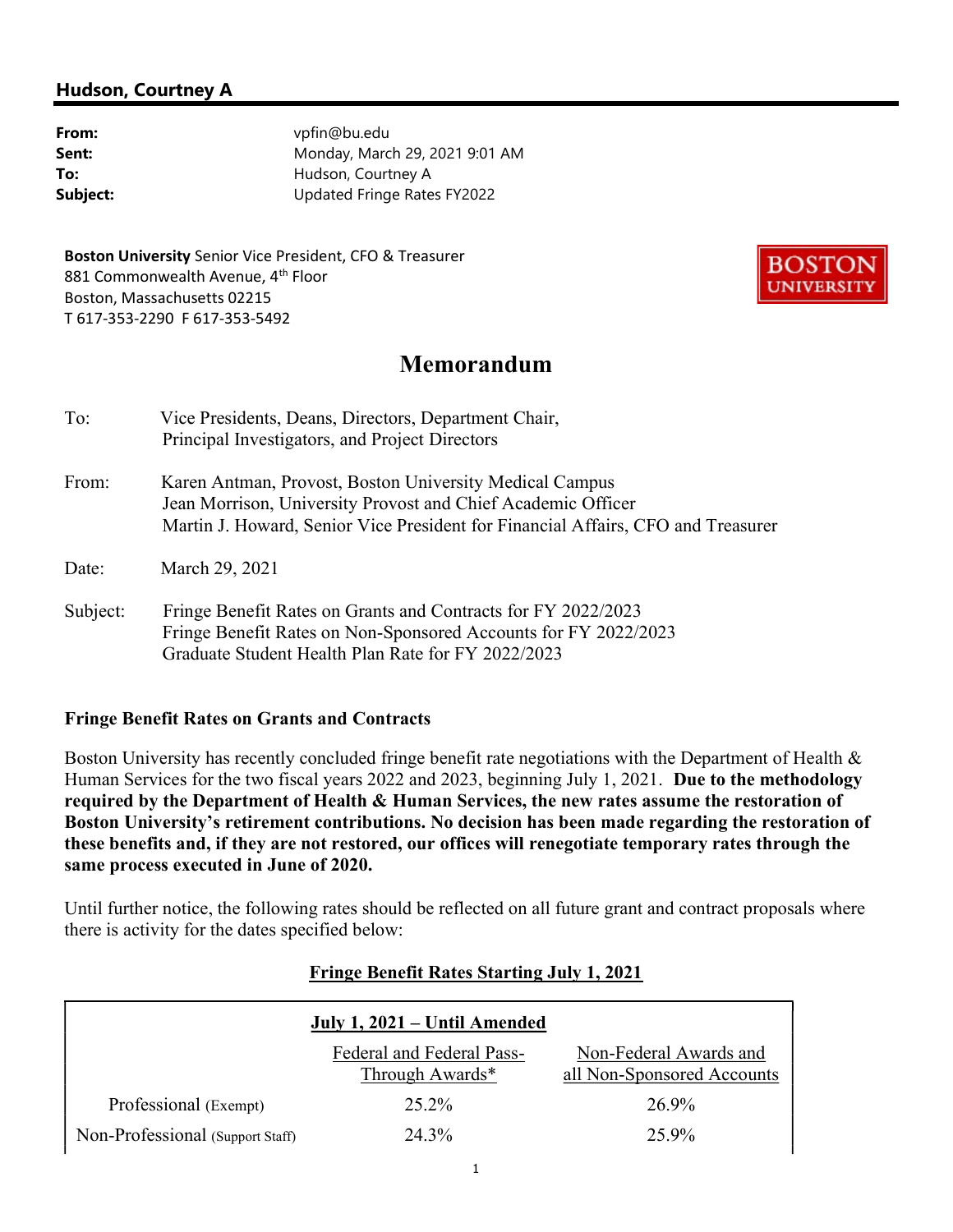## Hudson, Courtney A

**From:** vpfin@bu.edu
**Sent:** Monday, March 29, 2021 9:01 AM
**To:** Hudson, Courtney A
**Subject:** Updated Fringe Rates FY2022

**Boston University** Senior Vice President, CFO & Treasurer
881 Commonwealth Avenue, 4th Floor
Boston, Massachusetts 02215
T 617-353-2290 F 617-353-5492

BOSTON UNIVERSITY

# Memorandum

To: Vice Presidents, Deans, Directors, Department Chair, Principal Investigators, and Project Directors

From: Karen Antman, Provost, Boston University Medical Campus
Jean Morrison, University Provost and Chief Academic Officer
Martin J. Howard, Senior Vice President for Financial Affairs, CFO and Treasurer

Date: March 29, 2021

Subject: Fringe Benefit Rates on Grants and Contracts for FY 2022/2023
Fringe Benefit Rates on Non-Sponsored Accounts for FY 2022/2023
Graduate Student Health Plan Rate for FY 2022/2023

**Fringe Benefit Rates on Grants and Contracts**

Boston University has recently concluded fringe benefit rate negotiations with the Department of Health & Human Services for the two fiscal years 2022 and 2023, beginning July 1, 2021. **Due to the methodology required by the Department of Health & Human Services, the new rates assume the restoration of Boston University's retirement contributions. No decision has been made regarding the restoration of these benefits and, if they are not restored, our offices will renegotiate temporary rates through the same process executed in June of 2020.**

Until further notice, the following rates should be reflected on all future grant and contract proposals where there is activity for the dates specified below:

**Fringe Benefit Rates Starting July 1, 2021**

| | July 1, 2021 – Until Amended | |
|---|---|---|
| | Federal and Federal Pass-Through Awards* | Non-Federal Awards and all Non-Sponsored Accounts |
| Professional (Exempt) | 25.2% | 26.9% |
| Non-Professional (Support Staff) | 24.3% | 25.9% |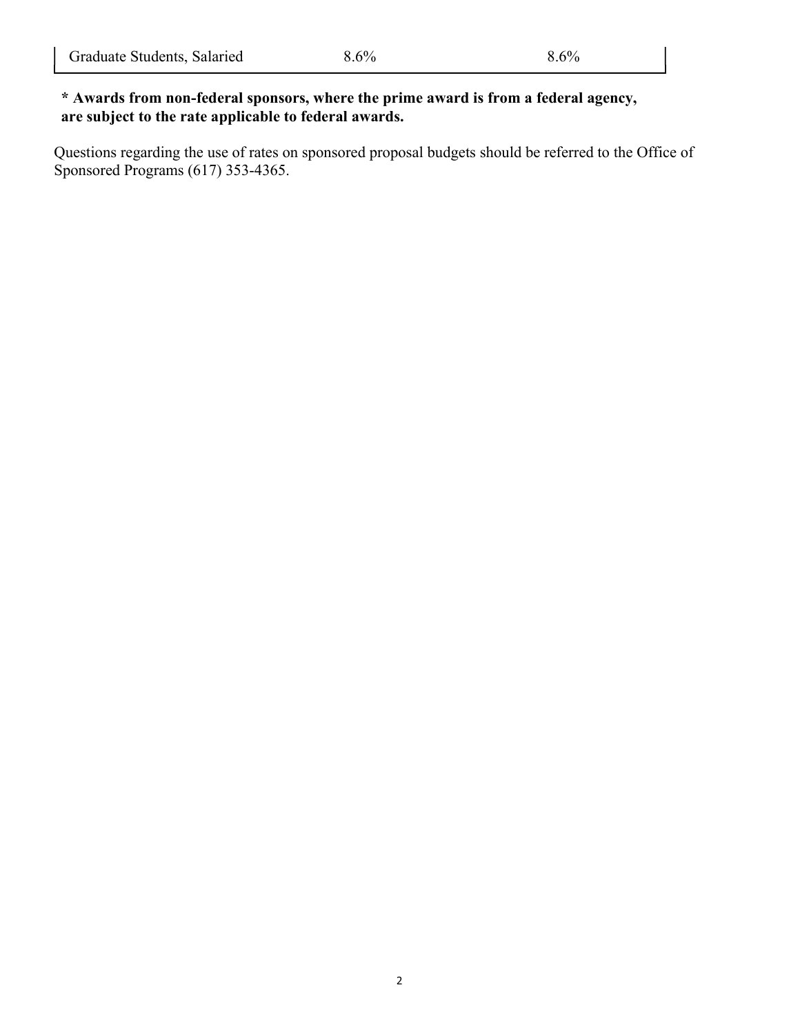| | | |
|---|---|---|
| Graduate Students, Salaried | 8.6% | 8.6% |

**\* Awards from non-federal sponsors, where the prime award is from a federal agency, are subject to the rate applicable to federal awards.**

Questions regarding the use of rates on sponsored proposal budgets should be referred to the Office of Sponsored Programs (617) 353-4365.